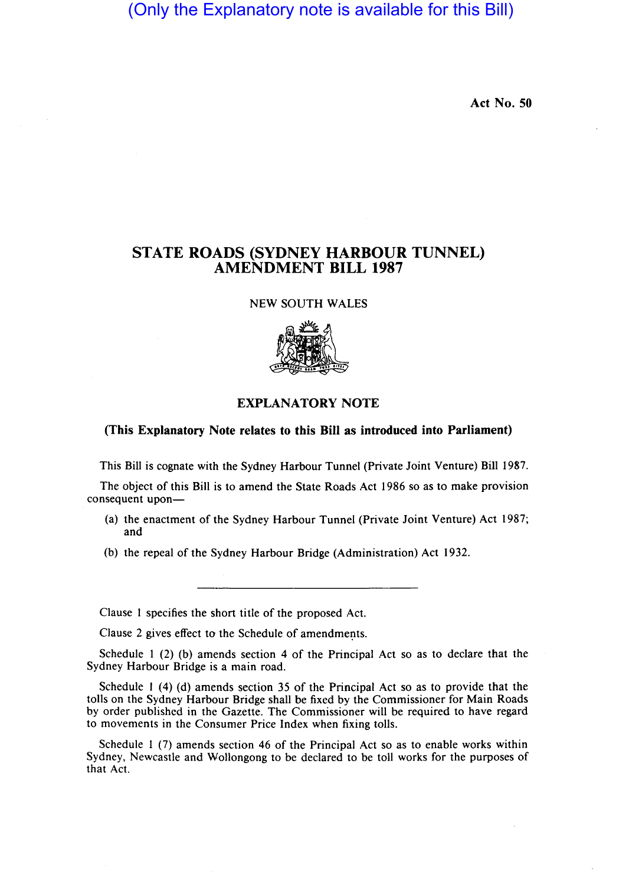(Only the Explanatory note is available for this Bill)

Act No. 50

# STATE ROADS (SYDNEY HARBOUR TUNNEL) AMENDMENT BILL 1987

NEW SOUTH WALES

## EXPLANATORY NOTE

**(This Explanatory Note relates to this Bill as introduced into Parliament)**

This Bill is cognate with the Sydney Harbour Tunnel (Private Joint Venture) Bill 1987.

The object of this Bill is to amend the State Roads Act 1986 so as to make provision consequent upon—

(a) the enactment of the Sydney Harbour Tunnel (Private Joint Venture) Act 1987; and

(b) the repeal of the Sydney Harbour Bridge (Administration) Act 1932.

---

Clause 1 specifies the short title of the proposed Act.

Clause 2 gives effect to the Schedule of amendments.

Schedule 1 (2) (b) amends section 4 of the Principal Act so as to declare that the Sydney Harbour Bridge is a main road.

Schedule 1 (4) (d) amends section 35 of the Principal Act so as to provide that the tolls on the Sydney Harbour Bridge shall be fixed by the Commissioner for Main Roads by order published in the Gazette. The Commissioner will be required to have regard to movements in the Consumer Price Index when fixing tolls.

Schedule 1 (7) amends section 46 of the Principal Act so as to enable works within Sydney, Newcastle and Wollongong to be declared to be toll works for the purposes of that Act.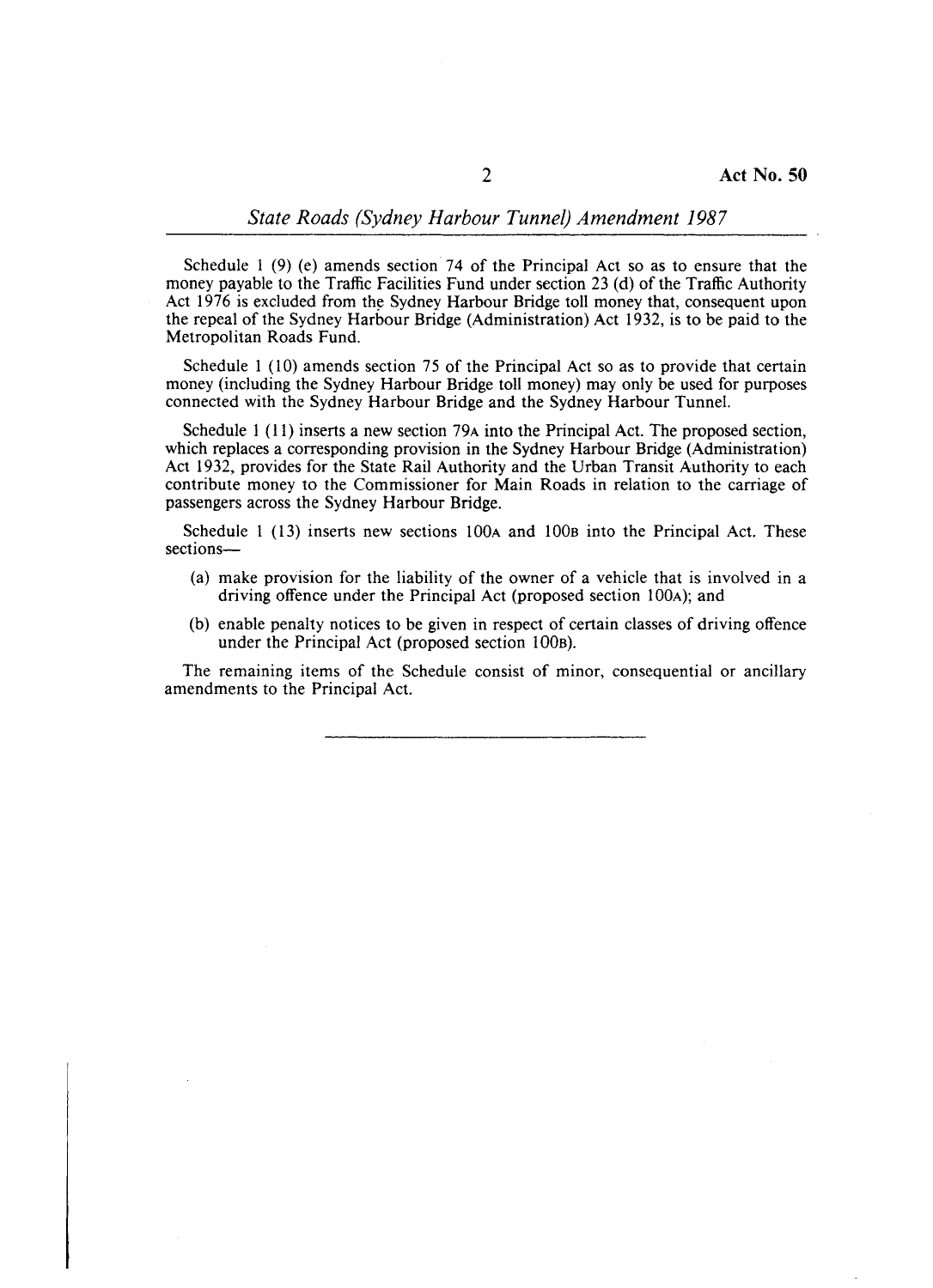Schedule 1 (9) (e) amends section 74 of the Principal Act so as to ensure that the money payable to the Traffic Facilities Fund under section 23 (d) of the Traffic Authority Act 1976 is excluded from the Sydney Harbour Bridge toll money that, consequent upon the repeal of the Sydney Harbour Bridge (Administration) Act 1932, is to be paid to the Metropolitan Roads Fund.

Schedule 1 (10) amends section 75 of the Principal Act so as to provide that certain money (including the Sydney Harbour Bridge toll money) may only be used for purposes connected with the Sydney Harbour Bridge and the Sydney Harbour Tunnel.

Schedule 1 (11) inserts a new section 79A into the Principal Act. The proposed section, which replaces a corresponding provision in the Sydney Harbour Bridge (Administration) Act 1932, provides for the State Rail Authority and the Urban Transit Authority to each contribute money to the Commissioner for Main Roads in relation to the carriage of passengers across the Sydney Harbour Bridge.

Schedule 1 (13) inserts new sections 100A and 100B into the Principal Act. These sections—

- (a) make provision for the liability of the owner of a vehicle that is involved in a driving offence under the Principal Act (proposed section 100A); and
- (b) enable penalty notices to be given in respect of certain classes of driving offence under the Principal Act (proposed section 100B).

The remaining items of the Schedule consist of minor, consequential or ancillary amendments to the Principal Act.